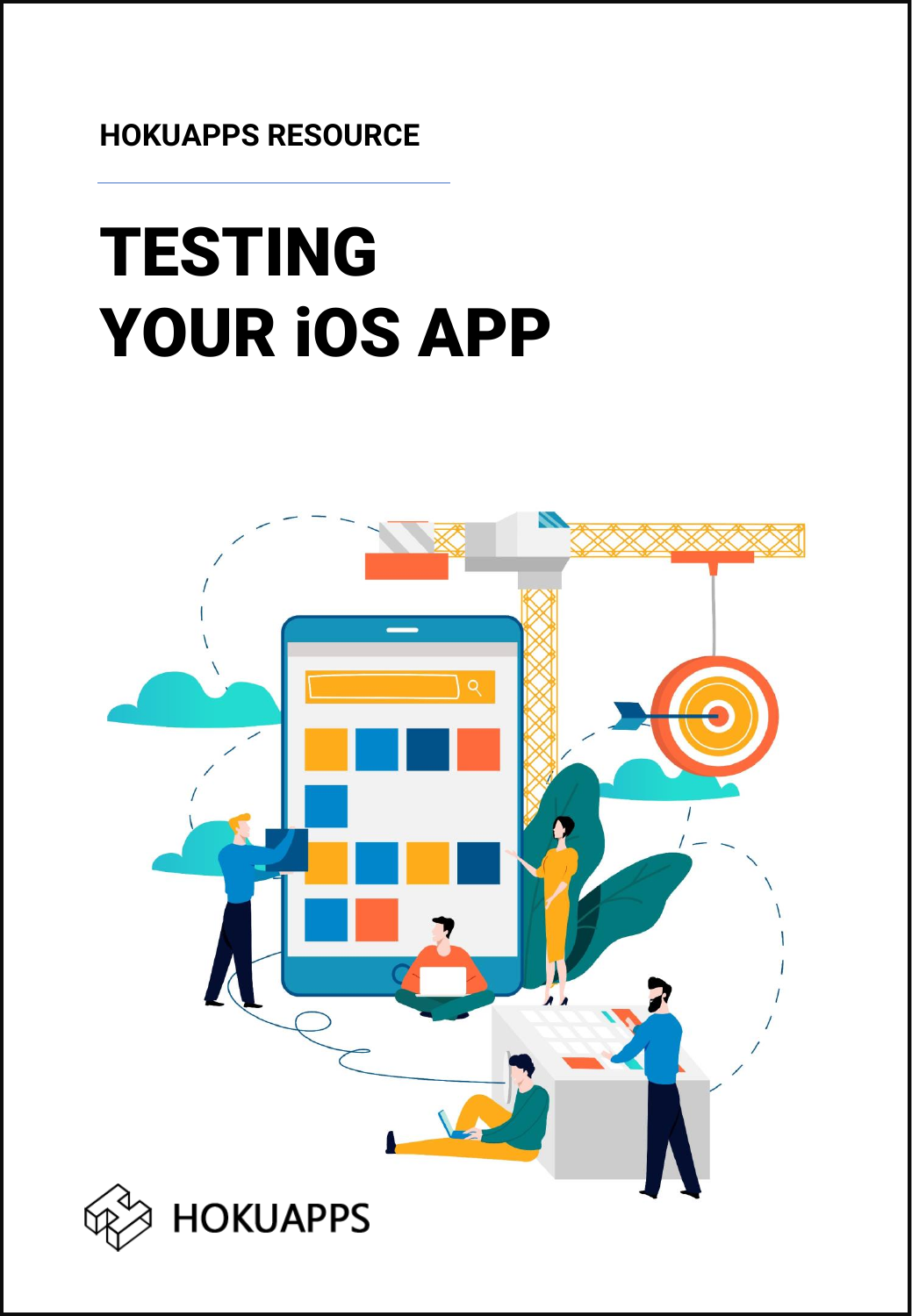HOKUAPPS RESOURCE

# TESTING YOUR iOS APP

HOKUAPPS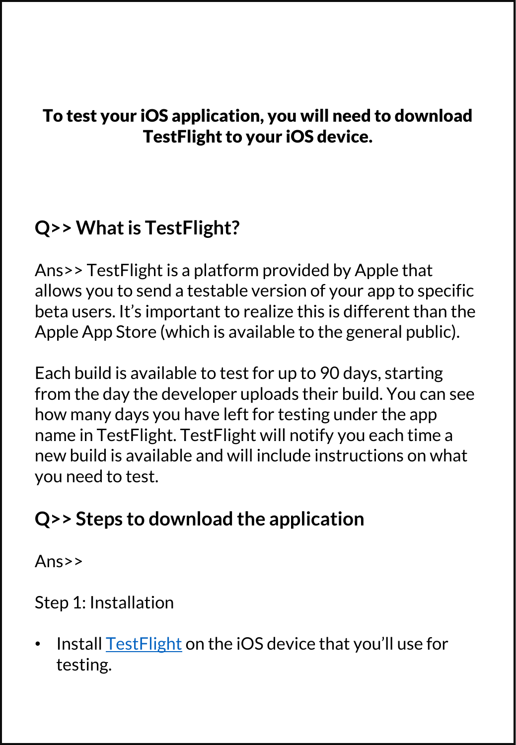**To test your iOS application, you will need to download TestFlight to your iOS device.**

## Q>> What is TestFlight?

Ans>> TestFlight is a platform provided by Apple that allows you to send a testable version of your app to specific beta users. It's important to realize this is different than the Apple App Store (which is available to the general public).

Each build is available to test for up to 90 days, starting from the day the developer uploads their build. You can see how many days you have left for testing under the app name in TestFlight. TestFlight will notify you each time a new build is available and will include instructions on what you need to test.

## Q>> Steps to download the application

Ans>>

Step 1: Installation

- Install TestFlight on the iOS device that you'll use for testing.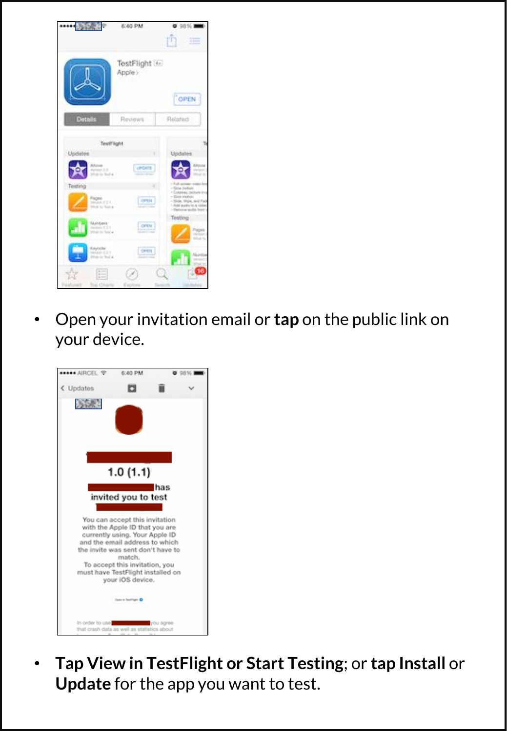- Open your invitation email or **tap** on the public link on your device.

- **Tap View in TestFlight or Start Testing**; or **tap Install** or **Update** for the app you want to test.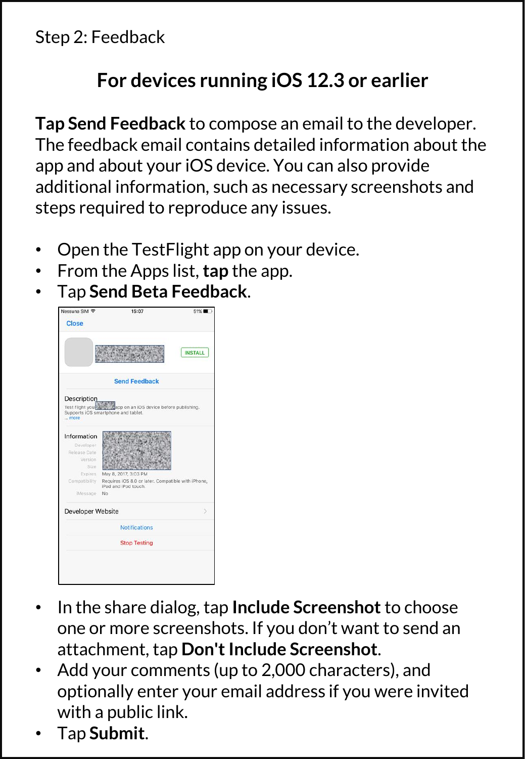Step 2: Feedback

## For devices running iOS 12.3 or earlier

**Tap Send Feedback** to compose an email to the developer. The feedback email contains detailed information about the app and about your iOS device. You can also provide additional information, such as necessary screenshots and steps required to reproduce any issues.

- Open the TestFlight app on your device.
- From the Apps list, **tap** the app.
- Tap **Send Beta Feedback**.

- In the share dialog, tap **Include Screenshot** to choose one or more screenshots. If you don't want to send an attachment, tap **Don't Include Screenshot**.
- Add your comments (up to 2,000 characters), and optionally enter your email address if you were invited with a public link.
- Tap **Submit**.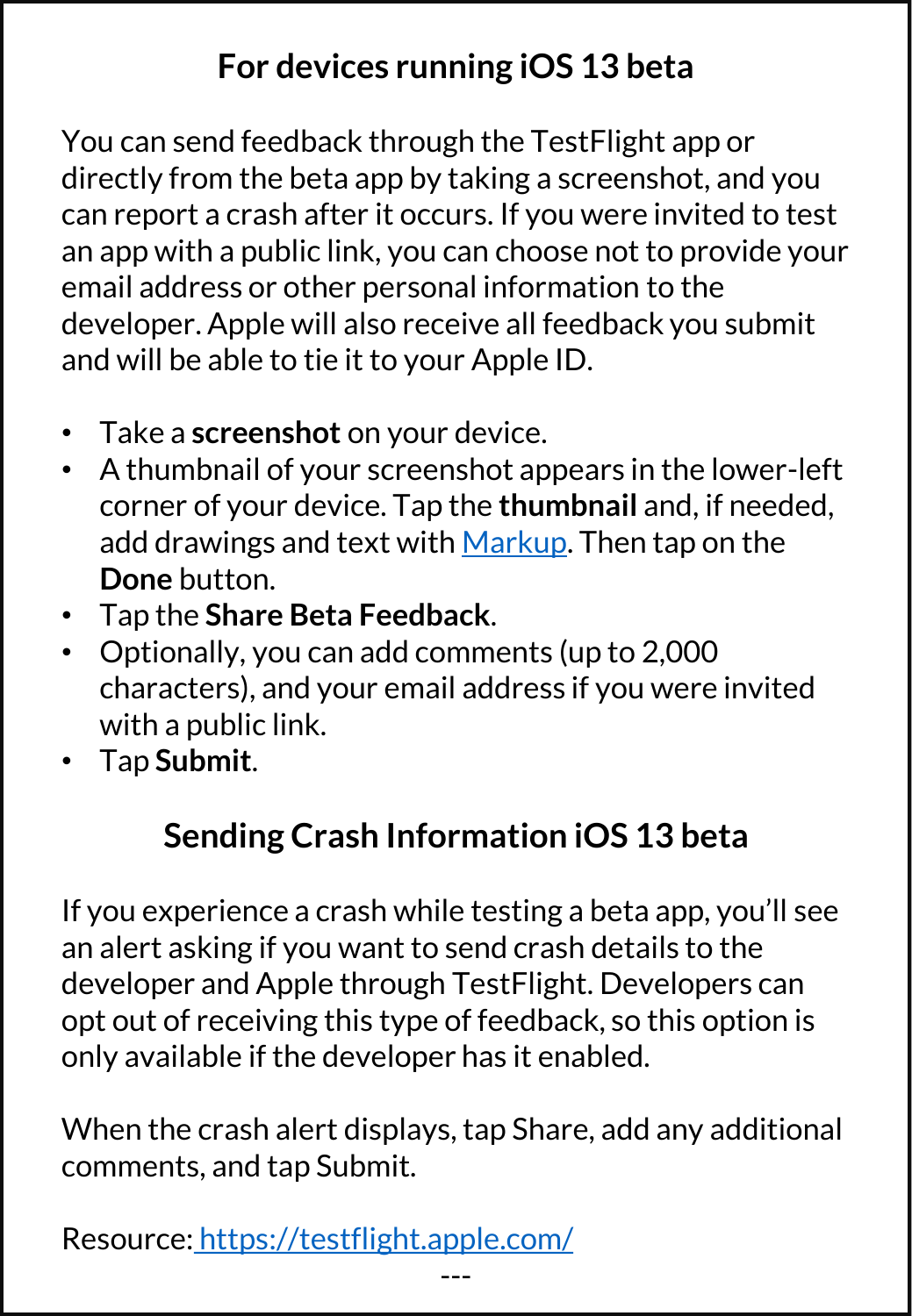## For devices running iOS 13 beta

You can send feedback through the TestFlight app or directly from the beta app by taking a screenshot, and you can report a crash after it occurs. If you were invited to test an app with a public link, you can choose not to provide your email address or other personal information to the developer. Apple will also receive all feedback you submit and will be able to tie it to your Apple ID.

- Take a **screenshot** on your device.
- A thumbnail of your screenshot appears in the lower-left corner of your device. Tap the **thumbnail** and, if needed, add drawings and text with Markup. Then tap on the **Done** button.
- Tap the **Share Beta Feedback**.
- Optionally, you can add comments (up to 2,000 characters), and your email address if you were invited with a public link.
- Tap **Submit**.

## Sending Crash Information iOS 13 beta

If you experience a crash while testing a beta app, you'll see an alert asking if you want to send crash details to the developer and Apple through TestFlight. Developers can opt out of receiving this type of feedback, so this option is only available if the developer has it enabled.

When the crash alert displays, tap Share, add any additional comments, and tap Submit.

Resource: https://testflight.apple.com/

---